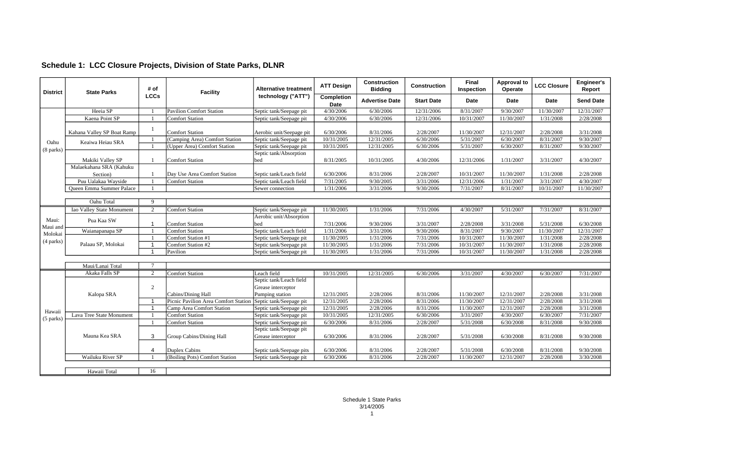## Schedule 1: LCC Closure Projects, Division of State Parks, DLNR

| District | State Parks | # of LCCs | Facility | Alternative treatment technology ("ATT") | ATT Design | Construction Bidding | Construction | Final Inspection | Approval to Operate | LCC Closure | Engineer's Report |
|---|---|---|---|---|---|---|---|---|---|---|---|
| | | | | | Completion Date | Advertise Date | Start Date | Date | Date | Date | Send Date |
| Oahu (8 parks) | Heeia SP | 1 | Pavilion Comfort Station | Septic tank/Seepage pit | 4/30/2006 | 6/30/2006 | 12/31/2006 | 8/31/2007 | 9/30/2007 | 11/30/2007 | 12/31/2007 |
| | Kaena Point SP | 1 | Comfort Station | Septic tank/Seepage pit | 4/30/2006 | 6/30/2006 | 12/31/2006 | 10/31/2007 | 11/30/2007 | 1/31/2008 | 2/28/2008 |
| | Kahana Valley SP Boat Ramp | 1 | Comfort Station | Aerobic unit/Seepage pit | 6/30/2006 | 8/31/2006 | 2/28/2007 | 11/30/2007 | 12/31/2007 | 2/28/2008 | 3/31/2008 |
| | Keaiwa Heiau SRA | 1 | (Camping Area) Comfort Station | Septic tank/Seepage pit | 10/31/2005 | 12/31/2005 | 6/30/2006 | 5/31/2007 | 6/30/2007 | 8/31/2007 | 9/30/2007 |
| | | 1 | (Upper Area) Comfort Station | Septic tank/Seepage pit | 10/31/2005 | 12/31/2005 | 6/30/2006 | 5/31/2007 | 6/30/2007 | 8/31/2007 | 9/30/2007 |
| | Makiki Valley SP | 1 | Comfort Station | Septic tank/Absorption bed | 8/31/2005 | 10/31/2005 | 4/30/2006 | 12/31/2006 | 1/31/2007 | 3/31/2007 | 4/30/2007 |
| | Malaekahana SRA (Kahuku Section) | 1 | Day Use Area Comfort Station | Septic tank/Leach field | 6/30/2006 | 8/31/2006 | 2/28/2007 | 10/31/2007 | 11/30/2007 | 1/31/2008 | 2/28/2008 |
| | Puu Ualakaa Wayside | 1 | Comfort Station | Septic tank/Leach field | 7/31/2005 | 9/30/2005 | 3/31/2006 | 12/31/2006 | 1/31/2007 | 3/31/2007 | 4/30/2007 |
| | Queen Emma Summer Palace | 1 | | Sewer connection | 1/31/2006 | 3/31/2006 | 9/30/2006 | 7/31/2007 | 8/31/2007 | 10/31/2007 | 11/30/2007 |
| | Oahu Total | 9 | | | | | | | | | |
| Maui: Maui and Molokai (4 parks) | Iao Valley State Monument | 2 | Comfort Station | Septic tank/Seepage pit | 11/30/2005 | 1/31/2006 | 7/31/2006 | 4/30/2007 | 5/31/2007 | 7/31/2007 | 8/31/2007 |
| | Pua Kaa SW | 1 | Comfort Station | Aerobic unit/Absorption bed | 7/31/2006 | 9/30/2006 | 3/31/2007 | 2/28/2008 | 3/31/2008 | 5/31/2008 | 6/30/2008 |
| | Waianapanapa SP | 1 | Comfort Station | Septic tank/Leach field | 1/31/2006 | 3/31/2006 | 9/30/2006 | 8/31/2007 | 9/30/2007 | 11/30/2007 | 12/31/2007 |
| | Palaau SP, Molokai | 1 | Comfort Station #1 | Septic tank/Seepage pit | 11/30/2005 | 1/31/2006 | 7/31/2006 | 10/31/2007 | 11/30/2007 | 1/31/2008 | 2/28/2008 |
| | | 1 | Comfort Station #2 | Septic tank/Seepage pit | 11/30/2005 | 1/31/2006 | 7/31/2006 | 10/31/2007 | 11/30/2007 | 1/31/2008 | 2/28/2008 |
| | | 1 | Pavilion | Septic tank/Seepage pit | 11/30/2005 | 1/31/2006 | 7/31/2006 | 10/31/2007 | 11/30/2007 | 1/31/2008 | 2/28/2008 |
| | Maui/Lanai Total | 7 | | | | | | | | | |
| Hawaii (5 parks) | Akaka Falls SP | 2 | Comfort Station | Leach field | 10/31/2005 | 12/31/2005 | 6/30/2006 | 3/31/2007 | 4/30/2007 | 6/30/2007 | 7/31/2007 |
| | Kalopa SRA | 2 | Cabins/Dining Hall | Septic tank/Leach field Grease interceptor Pumping station | 12/31/2005 | 2/28/2006 | 8/31/2006 | 11/30/2007 | 12/31/2007 | 2/28/2008 | 3/31/2008 |
| | | 1 | Picnic Pavilion Area Comfort Station | Septic tank/Seepage pit | 12/31/2005 | 2/28/2006 | 8/31/2006 | 11/30/2007 | 12/31/2007 | 2/28/2008 | 3/31/2008 |
| | | 1 | Camp Area Comfort Station | Septic tank/Seepage pit | 12/31/2005 | 2/28/2006 | 8/31/2006 | 11/30/2007 | 12/31/2007 | 2/28/2008 | 3/31/2008 |
| | Lava Tree State Monument | 1 | Comfort Station | Septic tank/Seepage pit | 10/31/2005 | 12/31/2005 | 6/30/2006 | 3/31/2007 | 4/30/2007 | 6/30/2007 | 7/31/2007 |
| | Mauna Kea SRA | 1 | Comfort Station | Septic tank/Seepage pit | 6/30/2006 | 8/31/2006 | 2/28/2007 | 5/31/2008 | 6/30/2008 | 8/31/2008 | 9/30/2008 |
| | | 3 | Group Cabins/Dining Hall | Septic tank/Seepage pit Grease interceptor | 6/30/2006 | 8/31/2006 | 2/28/2007 | 5/31/2008 | 6/30/2008 | 8/31/2008 | 9/30/2008 |
| | | 4 | Duplex Cabins | Septic tank/Seepage pits | 6/30/2006 | 8/31/2006 | 2/28/2007 | 5/31/2008 | 6/30/2008 | 8/31/2008 | 9/30/2008 |
| | Wailuku River SP | 1 | (Boiling Pots) Comfort Station | Septic tank/Seepage pit | 6/30/2006 | 8/31/2006 | 2/28/2007 | 11/30/2007 | 12/31/2007 | 2/28/2008 | 3/30/2008 |
| | Hawaii Total | 16 | | | | | | | | | |

Schedule 1 State Parks
3/14/2005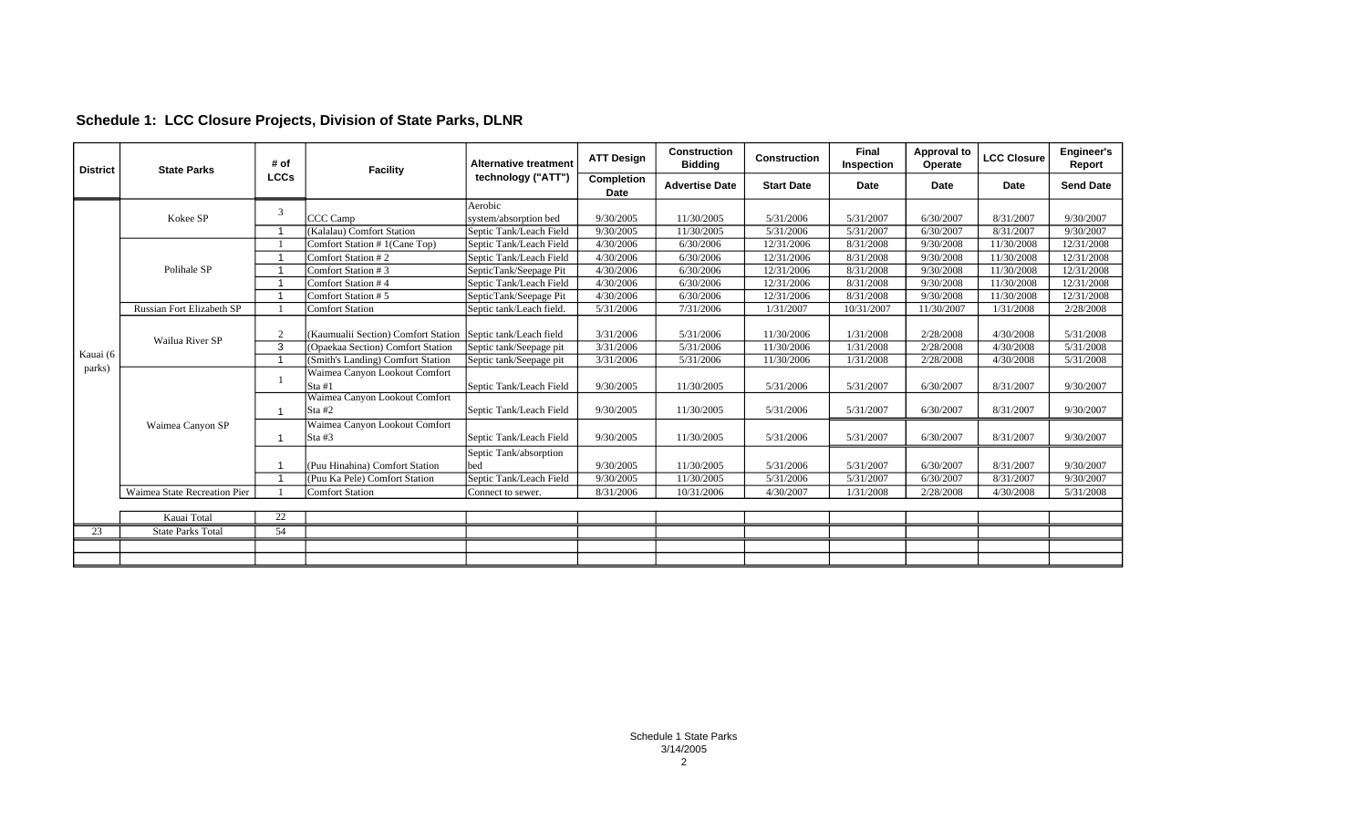## Schedule 1: LCC Closure Projects, Division of State Parks, DLNR

| District | State Parks | # of LCCs | Facility | Alternative treatment technology ("ATT") | ATT Design | Construction Bidding | Construction | Final Inspection | Approval to Operate | LCC Closure | Engineer's Report |
|---|---|---|---|---|---|---|---|---|---|---|---|
| | | | | | Completion Date | Advertise Date | Start Date | Date | Date | Date | Send Date |
| Kauai (6 parks) | Kokee SP | 3 | CCC Camp | Aerobic system/absorption bed | 9/30/2005 | 11/30/2005 | 5/31/2006 | 5/31/2007 | 6/30/2007 | 8/31/2007 | 9/30/2007 |
| | | 1 | (Kalalau) Comfort Station | Septic Tank/Leach Field | 9/30/2005 | 11/30/2005 | 5/31/2006 | 5/31/2007 | 6/30/2007 | 8/31/2007 | 9/30/2007 |
| | Polihale SP | 1 | Comfort Station # 1(Cane Top) | Septic Tank/Leach Field | 4/30/2006 | 6/30/2006 | 12/31/2006 | 8/31/2008 | 9/30/2008 | 11/30/2008 | 12/31/2008 |
| | | 1 | Comfort Station # 2 | Septic Tank/Leach Field | 4/30/2006 | 6/30/2006 | 12/31/2006 | 8/31/2008 | 9/30/2008 | 11/30/2008 | 12/31/2008 |
| | | 1 | Comfort Station # 3 | SepticTank/Seepage Pit | 4/30/2006 | 6/30/2006 | 12/31/2006 | 8/31/2008 | 9/30/2008 | 11/30/2008 | 12/31/2008 |
| | | 1 | Comfort Station # 4 | Septic Tank/Leach Field | 4/30/2006 | 6/30/2006 | 12/31/2006 | 8/31/2008 | 9/30/2008 | 11/30/2008 | 12/31/2008 |
| | | 1 | Comfort Station # 5 | SepticTank/Seepage Pit | 4/30/2006 | 6/30/2006 | 12/31/2006 | 8/31/2008 | 9/30/2008 | 11/30/2008 | 12/31/2008 |
| | Russian Fort Elizabeth SP | 1 | Comfort Station | Septic tank/Leach field. | 5/31/2006 | 7/31/2006 | 1/31/2007 | 10/31/2007 | 11/30/2007 | 1/31/2008 | 2/28/2008 |
| | Wailua River SP | 2 | (Kaumualii Section) Comfort Station | Septic tank/Leach field | 3/31/2006 | 5/31/2006 | 11/30/2006 | 1/31/2008 | 2/28/2008 | 4/30/2008 | 5/31/2008 |
| | | 3 | (Opaekaa Section) Comfort Station | Septic tank/Seepage pit | 3/31/2006 | 5/31/2006 | 11/30/2006 | 1/31/2008 | 2/28/2008 | 4/30/2008 | 5/31/2008 |
| | | 1 | (Smith's Landing) Comfort Station | Septic tank/Seepage pit | 3/31/2006 | 5/31/2006 | 11/30/2006 | 1/31/2008 | 2/28/2008 | 4/30/2008 | 5/31/2008 |
| | Waimea Canyon SP | 1 | Waimea Canyon Lookout Comfort Sta #1 | Septic Tank/Leach Field | 9/30/2005 | 11/30/2005 | 5/31/2006 | 5/31/2007 | 6/30/2007 | 8/31/2007 | 9/30/2007 |
| | | 1 | Waimea Canyon Lookout Comfort Sta #2 | Septic Tank/Leach Field | 9/30/2005 | 11/30/2005 | 5/31/2006 | 5/31/2007 | 6/30/2007 | 8/31/2007 | 9/30/2007 |
| | | 1 | Waimea Canyon Lookout Comfort Sta #3 | Septic Tank/Leach Field | 9/30/2005 | 11/30/2005 | 5/31/2006 | 5/31/2007 | 6/30/2007 | 8/31/2007 | 9/30/2007 |
| | | 1 | (Puu Hinahina) Comfort Station | Septic Tank/absorption bed | 9/30/2005 | 11/30/2005 | 5/31/2006 | 5/31/2007 | 6/30/2007 | 8/31/2007 | 9/30/2007 |
| | | 1 | (Puu Ka Pele) Comfort Station | Septic Tank/Leach Field | 9/30/2005 | 11/30/2005 | 5/31/2006 | 5/31/2007 | 6/30/2007 | 8/31/2007 | 9/30/2007 |
| | Waimea State Recreation Pier | 1 | Comfort Station | Connect to sewer. | 8/31/2006 | 10/31/2006 | 4/30/2007 | 1/31/2008 | 2/28/2008 | 4/30/2008 | 5/31/2008 |
| | Kauai Total | 22 | | | | | | | | | |
| 23 | State Parks Total | 54 | | | | | | | | | |

Schedule 1 State Parks
3/14/2005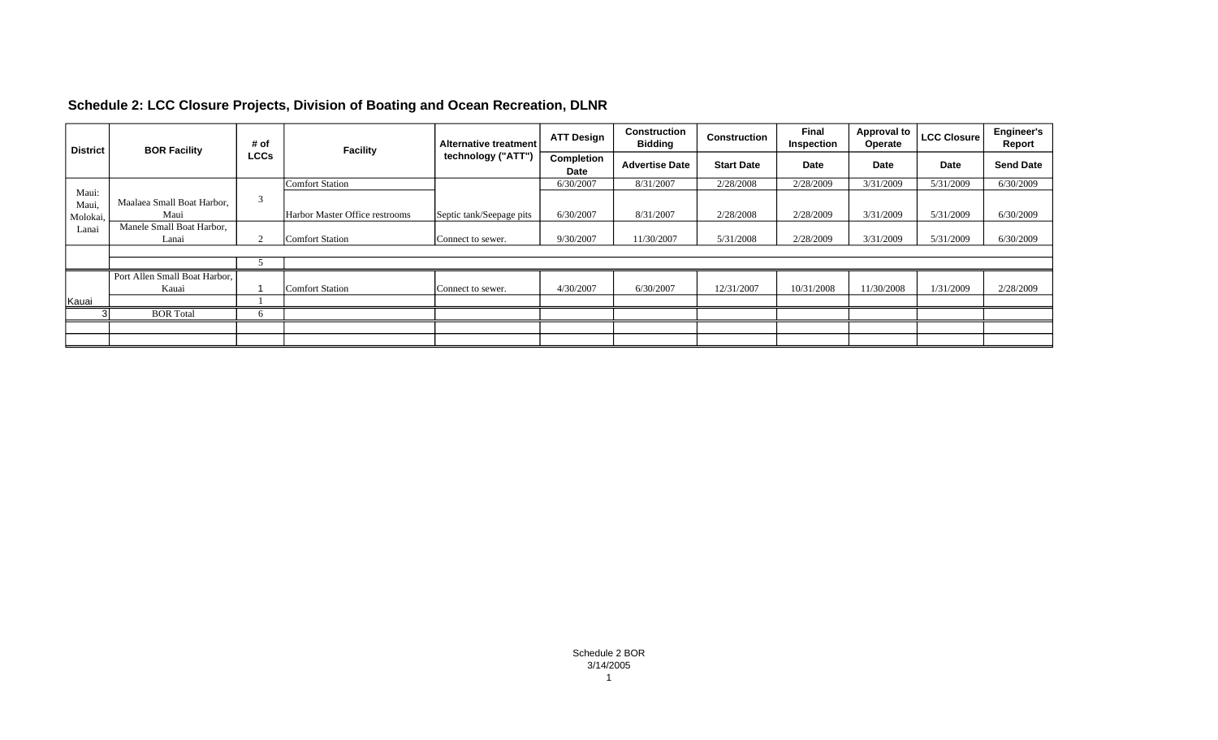## Schedule 2: LCC Closure Projects, Division of Boating and Ocean Recreation, DLNR

| District | BOR Facility | # of LCCs | Facility | Alternative treatment technology ("ATT") | ATT Design | Construction Bidding | Construction | Final Inspection | Approval to Operate | LCC Closure | Engineer's Report |
|---|---|---|---|---|---|---|---|---|---|---|---|
| | | | | | Completion Date | Advertise Date | Start Date | Date | Date | Date | Send Date |
| Maui: Maui, Molokai, Lanai | Maalaea Small Boat Harbor, Maui | 3 | Comfort Station | Septic tank/Seepage pits | 6/30/2007 | 8/31/2007 | 2/28/2008 | 2/28/2009 | 3/31/2009 | 5/31/2009 | 6/30/2009 |
| | | | Harbor Master Office restrooms | | 6/30/2007 | 8/31/2007 | 2/28/2008 | 2/28/2009 | 3/31/2009 | 5/31/2009 | 6/30/2009 |
| | Manele Small Boat Harbor, Lanai | 2 | Comfort Station | Connect to sewer. | 9/30/2007 | 11/30/2007 | 5/31/2008 | 2/28/2009 | 3/31/2009 | 5/31/2009 | 6/30/2009 |
| | | 5 | | | | | | | | | |
| Kauai | Port Allen Small Boat Harbor, Kauai | 1 | Comfort Station | Connect to sewer. | 4/30/2007 | 6/30/2007 | 12/31/2007 | 10/31/2008 | 11/30/2008 | 1/31/2009 | 2/28/2009 |
| | | 1 | | | | | | | | | |
| 3 | BOR Total | 6 | | | | | | | | | |

Schedule 2 BOR
3/14/2005